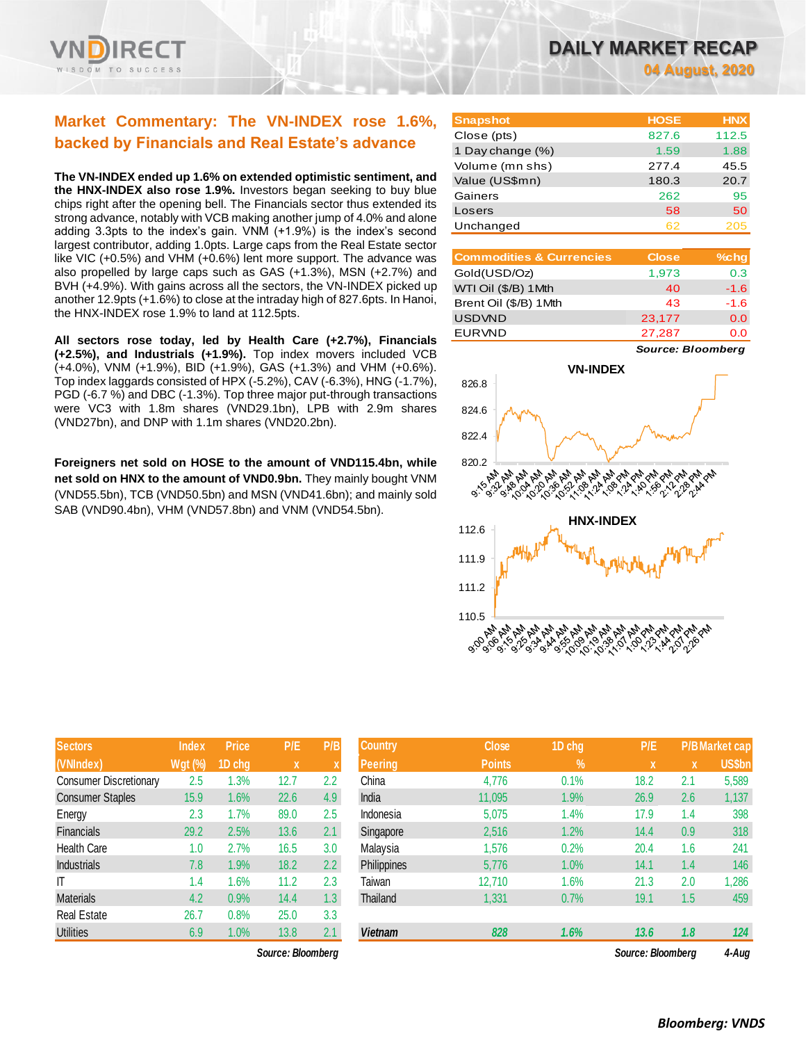# DAILY MARKET RECAP

04 August, 2020

## Market Commentary: The VN-INDEX rose 1.6%, backed by Financials and Real Estate's advance

**The VN-INDEX ended up 1.6% on extended optimistic sentiment, and the HNX-INDEX also rose 1.9%.** Investors began seeking to buy blue chips right after the opening bell. The Financials sector thus extended its strong advance, notably with VCB making another jump of 4.0% and alone adding 3.3pts to the index's gain. VNM (+1.9%) is the index's second largest contributor, adding 1.0pts. Large caps from the Real Estate sector like VIC (+0.5%) and VHM (+0.6%) lent more support. The advance was also propelled by large caps such as GAS (+1.3%), MSN (+2.7%) and BVH (+4.9%). With gains across all the sectors, the VN-INDEX picked up another 12.9pts (+1.6%) to close at the intraday high of 827.6pts. In Hanoi, the HNX-INDEX rose 1.9% to land at 112.5pts.

**All sectors rose today, led by Health Care (+2.7%), Financials (+2.5%), and Industrials (+1.9%).** Top index movers included VCB (+4.0%), VNM (+1.9%), BID (+1.9%), GAS (+1.3%) and VHM (+0.6%). Top index laggards consisted of HPX (-5.2%), CAV (-6.3%), HNG (-1.7%), PGD (-6.7 %) and DBC (-1.3%). Top three major put-through transactions were VC3 with 1.8m shares (VND29.1bn), LPB with 2.9m shares (VND27bn), and DNP with 1.1m shares (VND20.2bn).

**Foreigners net sold on HOSE to the amount of VND115.4bn, while net sold on HNX to the amount of VND0.9bn.** They mainly bought VNM (VND55.5bn), TCB (VND50.5bn) and MSN (VND41.6bn); and mainly sold SAB (VND90.4bn), VHM (VND57.8bn) and VNM (VND54.5bn).

| Snapshot | HOSE | HNX |
|---|---|---|
| Close (pts) | 827.6 | 112.5 |
| 1 Day change (%) | 1.59 | 1.88 |
| Volume (mn shs) | 277.4 | 45.5 |
| Value (US$mn) | 180.3 | 20.7 |
| Gainers | 262 | 95 |
| Losers | 58 | 50 |
| Unchanged | 62 | 205 |

| Commodities & Currencies | Close | %chg |
|---|---|---|
| Gold(USD/Oz) | 1,973 | 0.3 |
| WTI Oil ($/B) 1Mth | 40 | -1.6 |
| Brent Oil ($/B) 1Mth | 43 | -1.6 |
| USDVND | 23,177 | 0.0 |
| EURVND | 27,287 | 0.0 |

*Source: Bloomberg*

VN-INDEX

HNX-INDEX

| Sectors (VNIndex) | Index Wgt (%) | Price 1D chg | P/E x | P/B x |
|---|---|---|---|---|
| Consumer Discretionary | 2.5 | 1.3% | 12.7 | 2.2 |
| Consumer Staples | 15.9 | 1.6% | 22.6 | 4.9 |
| Energy | 2.3 | 1.7% | 89.0 | 2.5 |
| Financials | 29.2 | 2.5% | 13.6 | 2.1 |
| Health Care | 1.0 | 2.7% | 16.5 | 3.0 |
| Industrials | 7.8 | 1.9% | 18.2 | 2.2 |
| IT | 1.4 | 1.6% | 11.2 | 2.3 |
| Materials | 4.2 | 0.9% | 14.4 | 1.3 |
| Real Estate | 26.7 | 0.8% | 25.0 | 3.3 |
| Utilities | 6.9 | 1.0% | 13.8 | 2.1 |

*Source: Bloomberg*

| Country Peering | Close Points | 1D chg % | P/E x | P/B x | Market cap US$bn |
|---|---|---|---|---|---|
| China | 4,776 | 0.1% | 18.2 | 2.1 | 5,589 |
| India | 11,095 | 1.9% | 26.9 | 2.6 | 1,137 |
| Indonesia | 5,075 | 1.4% | 17.9 | 1.4 | 398 |
| Singapore | 2,516 | 1.2% | 14.4 | 0.9 | 318 |
| Malaysia | 1,576 | 0.2% | 20.4 | 1.6 | 241 |
| Philippines | 5,776 | 1.0% | 14.1 | 1.4 | 146 |
| Taiwan | 12,710 | 1.6% | 21.3 | 2.0 | 1,286 |
| Thailand | 1,331 | 0.7% | 19.1 | 1.5 | 459 |
| **Vietnam** | **828** | **1.6%** | **13.6** | **1.8** | **124** |

*Source: Bloomberg* *4-Aug*

***Bloomberg: VNDS***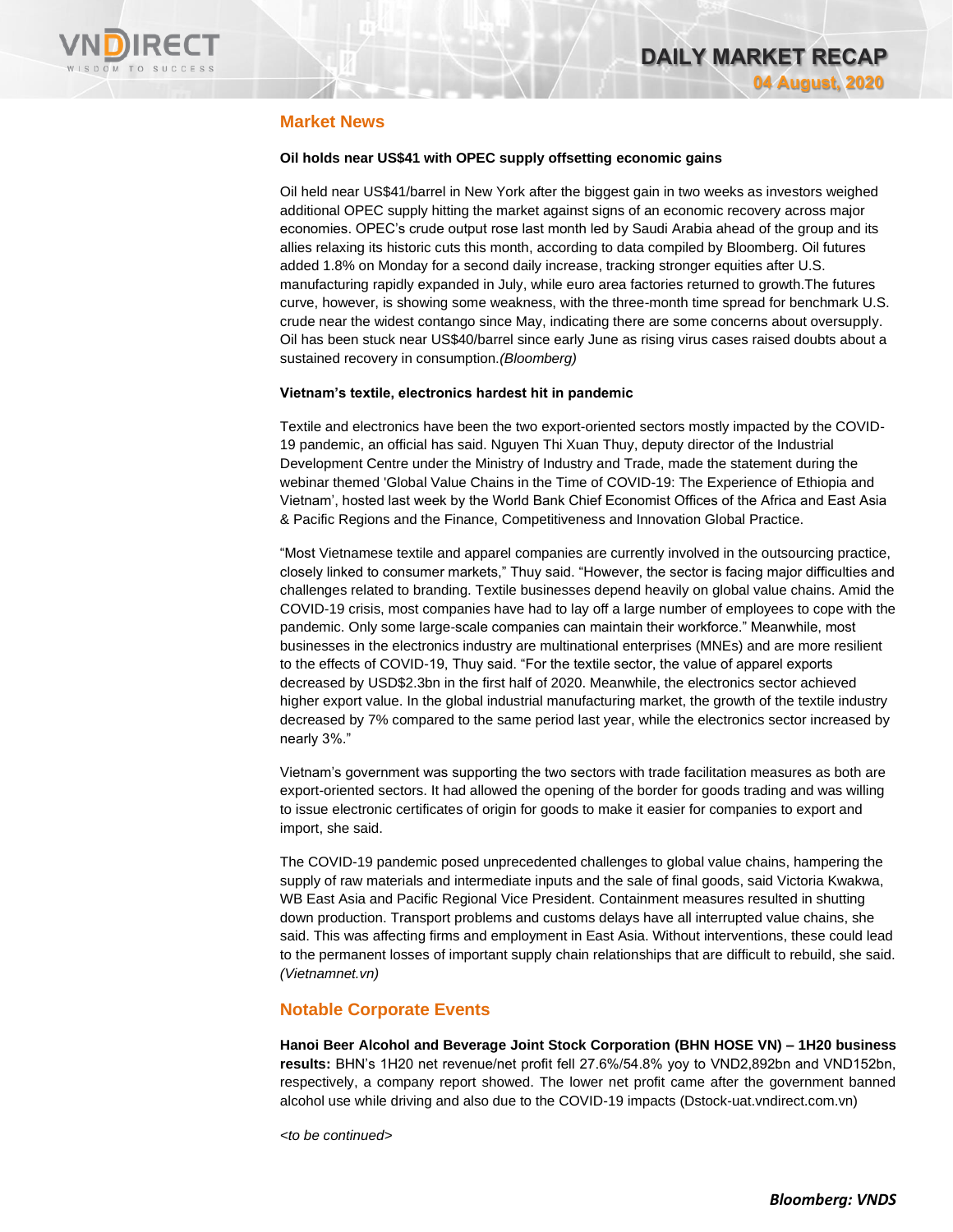## Market News

**Oil holds near US$41 with OPEC supply offsetting economic gains**

Oil held near US$41/barrel in New York after the biggest gain in two weeks as investors weighed additional OPEC supply hitting the market against signs of an economic recovery across major economies. OPEC's crude output rose last month led by Saudi Arabia ahead of the group and its allies relaxing its historic cuts this month, according to data compiled by Bloomberg. Oil futures added 1.8% on Monday for a second daily increase, tracking stronger equities after U.S. manufacturing rapidly expanded in July, while euro area factories returned to growth.The futures curve, however, is showing some weakness, with the three-month time spread for benchmark U.S. crude near the widest contango since May, indicating there are some concerns about oversupply. Oil has been stuck near US$40/barrel since early June as rising virus cases raised doubts about a sustained recovery in consumption.*(Bloomberg)*

**Vietnam's textile, electronics hardest hit in pandemic**

Textile and electronics have been the two export-oriented sectors mostly impacted by the COVID-19 pandemic, an official has said. Nguyen Thi Xuan Thuy, deputy director of the Industrial Development Centre under the Ministry of Industry and Trade, made the statement during the webinar themed 'Global Value Chains in the Time of COVID-19: The Experience of Ethiopia and Vietnam', hosted last week by the World Bank Chief Economist Offices of the Africa and East Asia & Pacific Regions and the Finance, Competitiveness and Innovation Global Practice.

"Most Vietnamese textile and apparel companies are currently involved in the outsourcing practice, closely linked to consumer markets," Thuy said. "However, the sector is facing major difficulties and challenges related to branding. Textile businesses depend heavily on global value chains. Amid the COVID-19 crisis, most companies have had to lay off a large number of employees to cope with the pandemic. Only some large-scale companies can maintain their workforce." Meanwhile, most businesses in the electronics industry are multinational enterprises (MNEs) and are more resilient to the effects of COVID-19, Thuy said. "For the textile sector, the value of apparel exports decreased by USD$2.3bn in the first half of 2020. Meanwhile, the electronics sector achieved higher export value. In the global industrial manufacturing market, the growth of the textile industry decreased by 7% compared to the same period last year, while the electronics sector increased by nearly 3%."

Vietnam's government was supporting the two sectors with trade facilitation measures as both are export-oriented sectors. It had allowed the opening of the border for goods trading and was willing to issue electronic certificates of origin for goods to make it easier for companies to export and import, she said.

The COVID-19 pandemic posed unprecedented challenges to global value chains, hampering the supply of raw materials and intermediate inputs and the sale of final goods, said Victoria Kwakwa, WB East Asia and Pacific Regional Vice President. Containment measures resulted in shutting down production. Transport problems and customs delays have all interrupted value chains, she said. This was affecting firms and employment in East Asia. Without interventions, these could lead to the permanent losses of important supply chain relationships that are difficult to rebuild, she said. *(Vietnamnet.vn)*

## Notable Corporate Events

**Hanoi Beer Alcohol and Beverage Joint Stock Corporation (BHN HOSE VN) – 1H20 business results:** BHN's 1H20 net revenue/net profit fell 27.6%/54.8% yoy to VND2,892bn and VND152bn, respectively, a company report showed. The lower net profit came after the government banned alcohol use while driving and also due to the COVID-19 impacts (Dstock-uat.vndirect.com.vn)

*<to be continued>*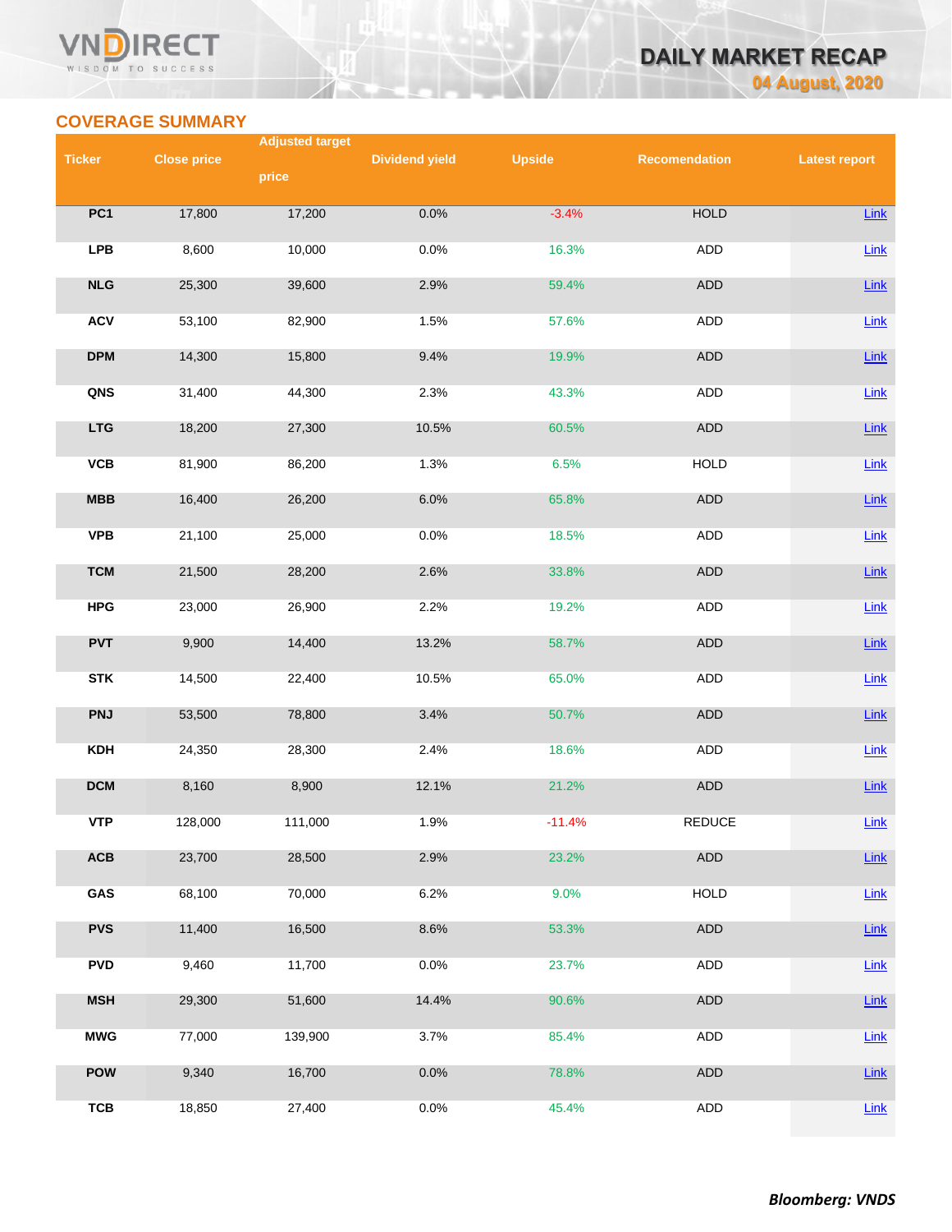## COVERAGE SUMMARY

| Ticker | Close price | Adjusted target price | Dividend yield | Upside | Recomendation | Latest report |
|---|---|---|---|---|---|---|
| PC1 | 17,800 | 17,200 | 0.0% | -3.4% | HOLD | Link |
| LPB | 8,600 | 10,000 | 0.0% | 16.3% | ADD | Link |
| NLG | 25,300 | 39,600 | 2.9% | 59.4% | ADD | Link |
| ACV | 53,100 | 82,900 | 1.5% | 57.6% | ADD | Link |
| DPM | 14,300 | 15,800 | 9.4% | 19.9% | ADD | Link |
| QNS | 31,400 | 44,300 | 2.3% | 43.3% | ADD | Link |
| LTG | 18,200 | 27,300 | 10.5% | 60.5% | ADD | Link |
| VCB | 81,900 | 86,200 | 1.3% | 6.5% | HOLD | Link |
| MBB | 16,400 | 26,200 | 6.0% | 65.8% | ADD | Link |
| VPB | 21,100 | 25,000 | 0.0% | 18.5% | ADD | Link |
| TCM | 21,500 | 28,200 | 2.6% | 33.8% | ADD | Link |
| HPG | 23,000 | 26,900 | 2.2% | 19.2% | ADD | Link |
| PVT | 9,900 | 14,400 | 13.2% | 58.7% | ADD | Link |
| STK | 14,500 | 22,400 | 10.5% | 65.0% | ADD | Link |
| PNJ | 53,500 | 78,800 | 3.4% | 50.7% | ADD | Link |
| KDH | 24,350 | 28,300 | 2.4% | 18.6% | ADD | Link |
| DCM | 8,160 | 8,900 | 12.1% | 21.2% | ADD | Link |
| VTP | 128,000 | 111,000 | 1.9% | -11.4% | REDUCE | Link |
| ACB | 23,700 | 28,500 | 2.9% | 23.2% | ADD | Link |
| GAS | 68,100 | 70,000 | 6.2% | 9.0% | HOLD | Link |
| PVS | 11,400 | 16,500 | 8.6% | 53.3% | ADD | Link |
| PVD | 9,460 | 11,700 | 0.0% | 23.7% | ADD | Link |
| MSH | 29,300 | 51,600 | 14.4% | 90.6% | ADD | Link |
| MWG | 77,000 | 139,900 | 3.7% | 85.4% | ADD | Link |
| POW | 9,340 | 16,700 | 0.0% | 78.8% | ADD | Link |
| TCB | 18,850 | 27,400 | 0.0% | 45.4% | ADD | Link |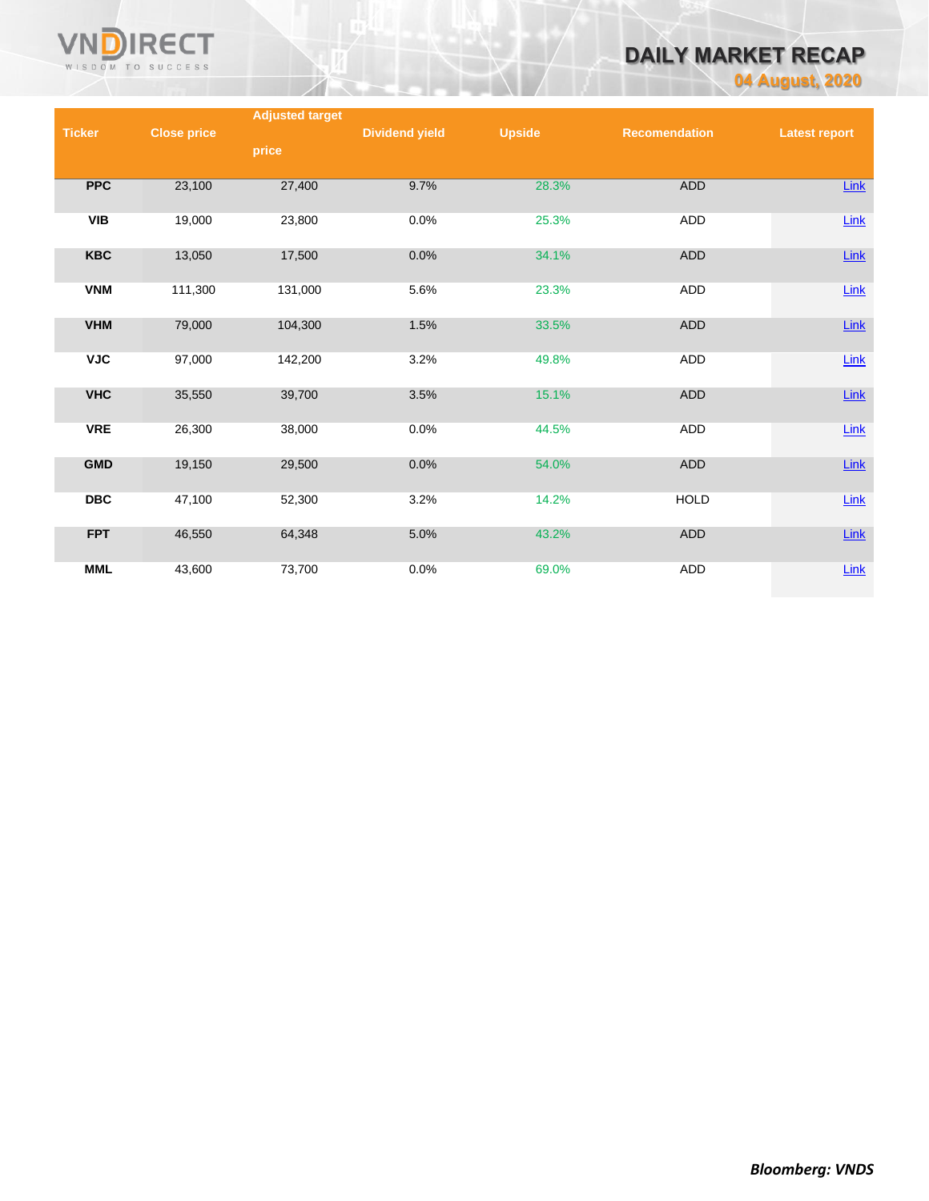| Ticker | Close price | Adjusted target price | Dividend yield | Upside | Recomendation | Latest report |
|---|---|---|---|---|---|---|
| PPC | 23,100 | 27,400 | 9.7% | 28.3% | ADD | Link |
| VIB | 19,000 | 23,800 | 0.0% | 25.3% | ADD | Link |
| KBC | 13,050 | 17,500 | 0.0% | 34.1% | ADD | Link |
| VNM | 111,300 | 131,000 | 5.6% | 23.3% | ADD | Link |
| VHM | 79,000 | 104,300 | 1.5% | 33.5% | ADD | Link |
| VJC | 97,000 | 142,200 | 3.2% | 49.8% | ADD | Link |
| VHC | 35,550 | 39,700 | 3.5% | 15.1% | ADD | Link |
| VRE | 26,300 | 38,000 | 0.0% | 44.5% | ADD | Link |
| GMD | 19,150 | 29,500 | 0.0% | 54.0% | ADD | Link |
| DBC | 47,100 | 52,300 | 3.2% | 14.2% | HOLD | Link |
| FPT | 46,550 | 64,348 | 5.0% | 43.2% | ADD | Link |
| MML | 43,600 | 73,700 | 0.0% | 69.0% | ADD | Link |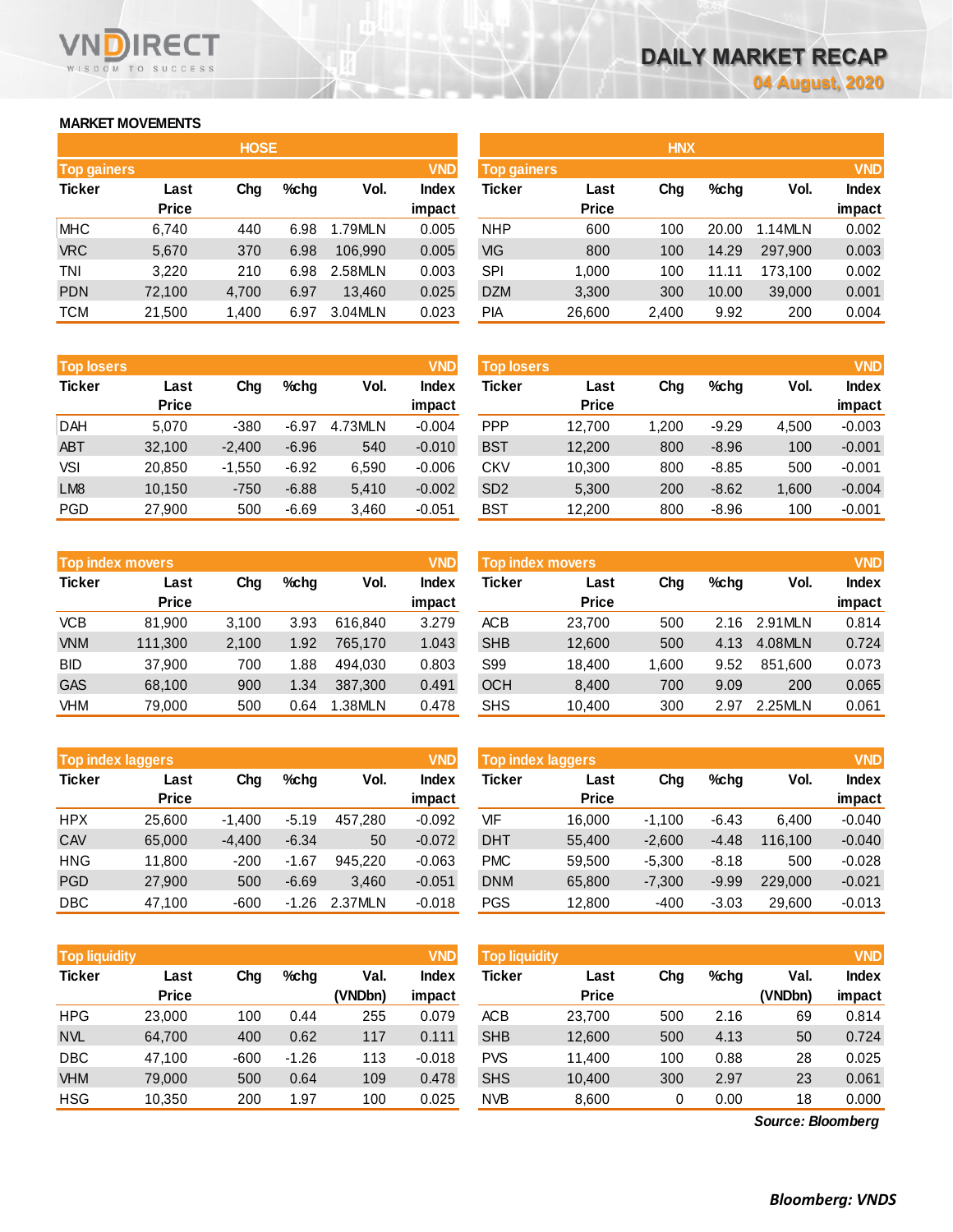# DAILY MARKET RECAP

04 August, 2020

## MARKET MOVEMENTS

### HOSE

| Top gainers | | | | | VND |
|---|---|---|---|---|---|
| Ticker | Last Price | Chg | %chg | Vol. | Index impact |
| MHC | 6,740 | 440 | 6.98 | 1.79MLN | 0.005 |
| VRC | 5,670 | 370 | 6.98 | 106,990 | 0.005 |
| TNI | 3,220 | 210 | 6.98 | 2.58MLN | 0.003 |
| PDN | 72,100 | 4,700 | 6.97 | 13,460 | 0.025 |
| TCM | 21,500 | 1,400 | 6.97 | 3.04MLN | 0.023 |

| Top losers | | | | | VND |
|---|---|---|---|---|---|
| Ticker | Last Price | Chg | %chg | Vol. | Index impact |
| DAH | 5,070 | -380 | -6.97 | 4.73MLN | -0.004 |
| ABT | 32,100 | -2,400 | -6.96 | 540 | -0.010 |
| VSI | 20,850 | -1,550 | -6.92 | 6,590 | -0.006 |
| LM8 | 10,150 | -750 | -6.88 | 5,410 | -0.002 |
| PGD | 27,900 | 500 | -6.69 | 3,460 | -0.051 |

| Top index movers | | | | | VND |
|---|---|---|---|---|---|
| Ticker | Last Price | Chg | %chg | Vol. | Index impact |
| VCB | 81,900 | 3,100 | 3.93 | 616,840 | 3.279 |
| VNM | 111,300 | 2,100 | 1.92 | 765,170 | 1.043 |
| BID | 37,900 | 700 | 1.88 | 494,030 | 0.803 |
| GAS | 68,100 | 900 | 1.34 | 387,300 | 0.491 |
| VHM | 79,000 | 500 | 0.64 | 1.38MLN | 0.478 |

| Top index laggers | | | | | VND |
|---|---|---|---|---|---|
| Ticker | Last Price | Chg | %chg | Vol. | Index impact |
| HPX | 25,600 | -1,400 | -5.19 | 457,280 | -0.092 |
| CAV | 65,000 | -4,400 | -6.34 | 50 | -0.072 |
| HNG | 11,800 | -200 | -1.67 | 945,220 | -0.063 |
| PGD | 27,900 | 500 | -6.69 | 3,460 | -0.051 |
| DBC | 47,100 | -600 | -1.26 | 2.37MLN | -0.018 |

| Top liquidity | | | | | VND |
|---|---|---|---|---|---|
| Ticker | Last Price | Chg | %chg | Val. (VNDbn) | Index impact |
| HPG | 23,000 | 100 | 0.44 | 255 | 0.079 |
| NVL | 64,700 | 400 | 0.62 | 117 | 0.111 |
| DBC | 47,100 | -600 | -1.26 | 113 | -0.018 |
| VHM | 79,000 | 500 | 0.64 | 109 | 0.478 |
| HSG | 10,350 | 200 | 1.97 | 100 | 0.025 |

### HNX

| Top gainers | | | | | VND |
|---|---|---|---|---|---|
| Ticker | Last Price | Chg | %chg | Vol. | Index impact |
| NHP | 600 | 100 | 20.00 | 1.14MLN | 0.002 |
| VIG | 800 | 100 | 14.29 | 297,900 | 0.003 |
| SPI | 1,000 | 100 | 11.11 | 173,100 | 0.002 |
| DZM | 3,300 | 300 | 10.00 | 39,000 | 0.001 |
| PIA | 26,600 | 2,400 | 9.92 | 200 | 0.004 |

| Top losers | | | | | VND |
|---|---|---|---|---|---|
| Ticker | Last Price | Chg | %chg | Vol. | Index impact |
| PPP | 12,700 | 1,200 | -9.29 | 4,500 | -0.003 |
| BST | 12,200 | 800 | -8.96 | 100 | -0.001 |
| CKV | 10,300 | 800 | -8.85 | 500 | -0.001 |
| SD2 | 5,300 | 200 | -8.62 | 1,600 | -0.004 |
| BST | 12,200 | 800 | -8.96 | 100 | -0.001 |

| Top index movers | | | | | VND |
|---|---|---|---|---|---|
| Ticker | Last Price | Chg | %chg | Vol. | Index impact |
| ACB | 23,700 | 500 | 2.16 | 2.91MLN | 0.814 |
| SHB | 12,600 | 500 | 4.13 | 4.08MLN | 0.724 |
| S99 | 18,400 | 1,600 | 9.52 | 851,600 | 0.073 |
| OCH | 8,400 | 700 | 9.09 | 200 | 0.065 |
| SHS | 10,400 | 300 | 2.97 | 2.25MLN | 0.061 |

| Top index laggers | | | | | VND |
|---|---|---|---|---|---|
| Ticker | Last Price | Chg | %chg | Vol. | Index impact |
| VIF | 16,000 | -1,100 | -6.43 | 6,400 | -0.040 |
| DHT | 55,400 | -2,600 | -4.48 | 116,100 | -0.040 |
| PMC | 59,500 | -5,300 | -8.18 | 500 | -0.028 |
| DNM | 65,800 | -7,300 | -9.99 | 229,000 | -0.021 |
| PGS | 12,800 | -400 | -3.03 | 29,600 | -0.013 |

| Top liquidity | | | | | VND |
|---|---|---|---|---|---|
| Ticker | Last Price | Chg | %chg | Val. (VNDbn) | Index impact |
| ACB | 23,700 | 500 | 2.16 | 69 | 0.814 |
| SHB | 12,600 | 500 | 4.13 | 50 | 0.724 |
| PVS | 11,400 | 100 | 0.88 | 28 | 0.025 |
| SHS | 10,400 | 300 | 2.97 | 23 | 0.061 |
| NVB | 8,600 | 0 | 0.00 | 18 | 0.000 |

*Source: Bloomberg*

***Bloomberg: VNDS***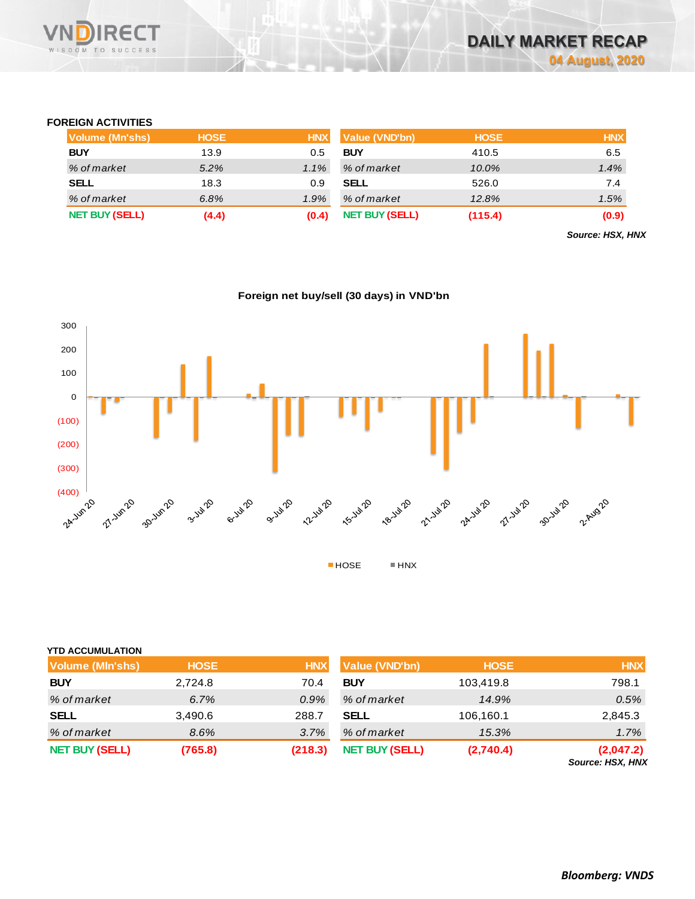## FOREIGN ACTIVITIES

| Volume (Mn'shs) | HOSE | HNX |
|---|---|---|
| **BUY** | 13.9 | 0.5 |
| *% of market* | *5.2%* | *1.1%* |
| **SELL** | 18.3 | 0.9 |
| *% of market* | *6.8%* | *1.9%* |
| **NET BUY (SELL)** | **(4.4)** | **(0.4)** |

| Value (VND'bn) | HOSE | HNX |
|---|---|---|
| **BUY** | 410.5 | 6.5 |
| *% of market* | *10.0%* | *1.4%* |
| **SELL** | 526.0 | 7.4 |
| *% of market* | *12.8%* | *1.5%* |
| **NET BUY (SELL)** | **(115.4)** | **(0.9)** |

***Source: HSX, HNX***

**Foreign net buy/sell (30 days) in VND'bn**

HOSE | HNX

## YTD ACCUMULATION

| Volume (Mln'shs) | HOSE | HNX |
|---|---|---|
| **BUY** | 2,724.8 | 70.4 |
| *% of market* | *6.7%* | *0.9%* |
| **SELL** | 3,490.6 | 288.7 |
| *% of market* | *8.6%* | *3.7%* |
| **NET BUY (SELL)** | **(765.8)** | **(218.3)** |

| Value (VND'bn) | HOSE | HNX |
|---|---|---|
| **BUY** | 103,419.8 | 798.1 |
| *% of market* | *14.9%* | *0.5%* |
| **SELL** | 106,160.1 | 2,845.3 |
| *% of market* | *15.3%* | *1.7%* |
| **NET BUY (SELL)** | **(2,740.4)** | **(2,047.2)** |

***Source: HSX, HNX***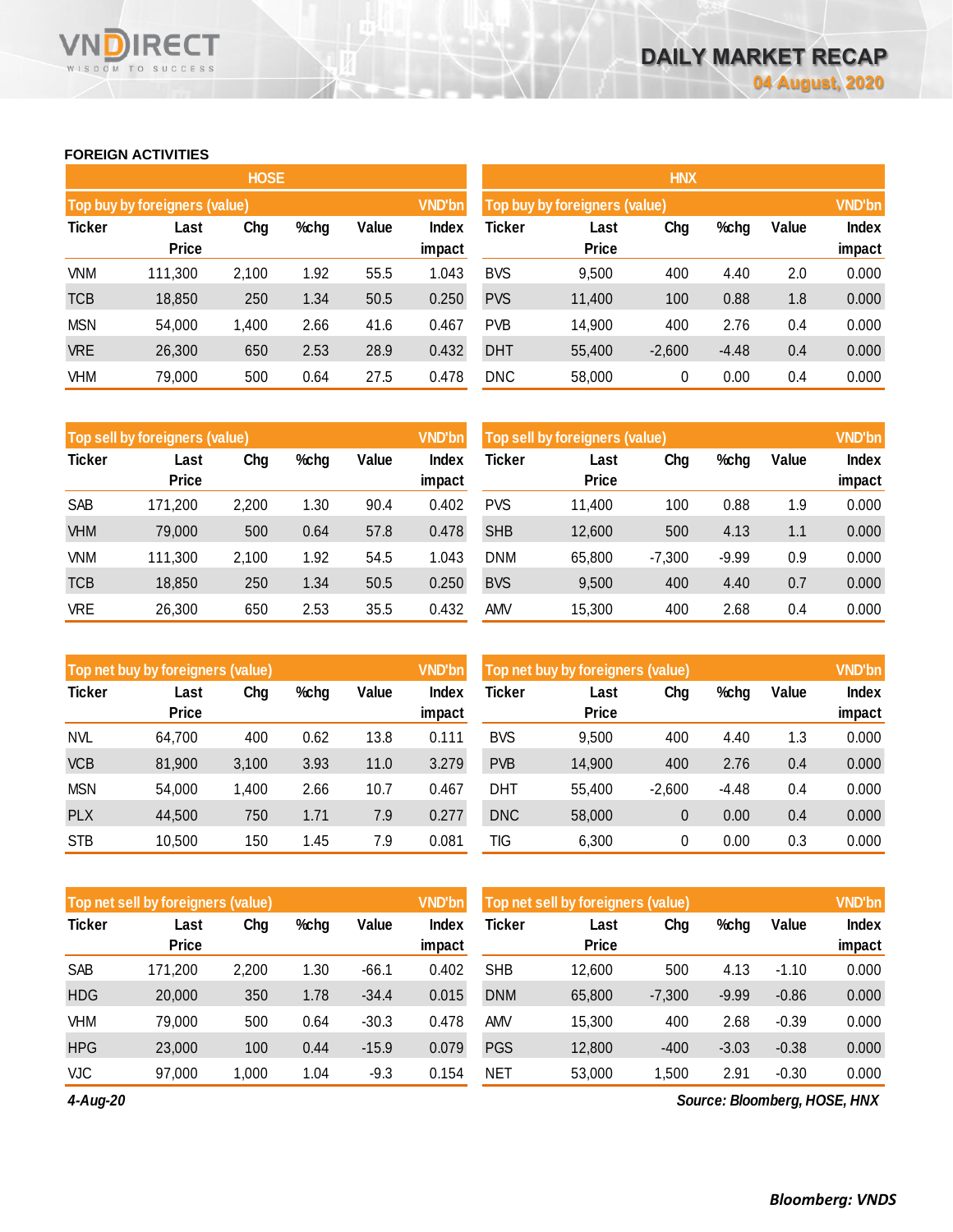# DAILY MARKET RECAP

04 August, 2020

## FOREIGN ACTIVITIES

### HOSE

**Top buy by foreigners (value)** — VND'bn

| Ticker | Last Price | Chg | %chg | Value | Index impact |
|---|---|---|---|---|---|
| VNM | 111,300 | 2,100 | 1.92 | 55.5 | 1.043 |
| TCB | 18,850 | 250 | 1.34 | 50.5 | 0.250 |
| MSN | 54,000 | 1,400 | 2.66 | 41.6 | 0.467 |
| VRE | 26,300 | 650 | 2.53 | 28.9 | 0.432 |
| VHM | 79,000 | 500 | 0.64 | 27.5 | 0.478 |

**Top sell by foreigners (value)** — VND'bn

| Ticker | Last Price | Chg | %chg | Value | Index impact |
|---|---|---|---|---|---|
| SAB | 171,200 | 2,200 | 1.30 | 90.4 | 0.402 |
| VHM | 79,000 | 500 | 0.64 | 57.8 | 0.478 |
| VNM | 111,300 | 2,100 | 1.92 | 54.5 | 1.043 |
| TCB | 18,850 | 250 | 1.34 | 50.5 | 0.250 |
| VRE | 26,300 | 650 | 2.53 | 35.5 | 0.432 |

**Top net buy by foreigners (value)** — VND'bn

| Ticker | Last Price | Chg | %chg | Value | Index impact |
|---|---|---|---|---|---|
| NVL | 64,700 | 400 | 0.62 | 13.8 | 0.111 |
| VCB | 81,900 | 3,100 | 3.93 | 11.0 | 3.279 |
| MSN | 54,000 | 1,400 | 2.66 | 10.7 | 0.467 |
| PLX | 44,500 | 750 | 1.71 | 7.9 | 0.277 |
| STB | 10,500 | 150 | 1.45 | 7.9 | 0.081 |

**Top net sell by foreigners (value)** — VND'bn

| Ticker | Last Price | Chg | %chg | Value | Index impact |
|---|---|---|---|---|---|
| SAB | 171,200 | 2,200 | 1.30 | -66.1 | 0.402 |
| HDG | 20,000 | 350 | 1.78 | -34.4 | 0.015 |
| VHM | 79,000 | 500 | 0.64 | -30.3 | 0.478 |
| HPG | 23,000 | 100 | 0.44 | -15.9 | 0.079 |
| VJC | 97,000 | 1,000 | 1.04 | -9.3 | 0.154 |

### HNX

**Top buy by foreigners (value)** — VND'bn

| Ticker | Last Price | Chg | %chg | Value | Index impact |
|---|---|---|---|---|---|
| BVS | 9,500 | 400 | 4.40 | 2.0 | 0.000 |
| PVS | 11,400 | 100 | 0.88 | 1.8 | 0.000 |
| PVB | 14,900 | 400 | 2.76 | 0.4 | 0.000 |
| DHT | 55,400 | -2,600 | -4.48 | 0.4 | 0.000 |
| DNC | 58,000 | 0 | 0.00 | 0.4 | 0.000 |

**Top sell by foreigners (value)** — VND'bn

| Ticker | Last Price | Chg | %chg | Value | Index impact |
|---|---|---|---|---|---|
| PVS | 11,400 | 100 | 0.88 | 1.9 | 0.000 |
| SHB | 12,600 | 500 | 4.13 | 1.1 | 0.000 |
| DNM | 65,800 | -7,300 | -9.99 | 0.9 | 0.000 |
| BVS | 9,500 | 400 | 4.40 | 0.7 | 0.000 |
| AMV | 15,300 | 400 | 2.68 | 0.4 | 0.000 |

**Top net buy by foreigners (value)** — VND'bn

| Ticker | Last Price | Chg | %chg | Value | Index impact |
|---|---|---|---|---|---|
| BVS | 9,500 | 400 | 4.40 | 1.3 | 0.000 |
| PVB | 14,900 | 400 | 2.76 | 0.4 | 0.000 |
| DHT | 55,400 | -2,600 | -4.48 | 0.4 | 0.000 |
| DNC | 58,000 | 0 | 0.00 | 0.4 | 0.000 |
| TIG | 6,300 | 0 | 0.00 | 0.3 | 0.000 |

**Top net sell by foreigners (value)** — VND'bn

| Ticker | Last Price | Chg | %chg | Value | Index impact |
|---|---|---|---|---|---|
| SHB | 12,600 | 500 | 4.13 | -1.10 | 0.000 |
| DNM | 65,800 | -7,300 | -9.99 | -0.86 | 0.000 |
| AMV | 15,300 | 400 | 2.68 | -0.39 | 0.000 |
| PGS | 12,800 | -400 | -3.03 | -0.38 | 0.000 |
| NET | 53,000 | 1,500 | 2.91 | -0.30 | 0.000 |

*4-Aug-20*

*Source: Bloomberg, HOSE, HNX*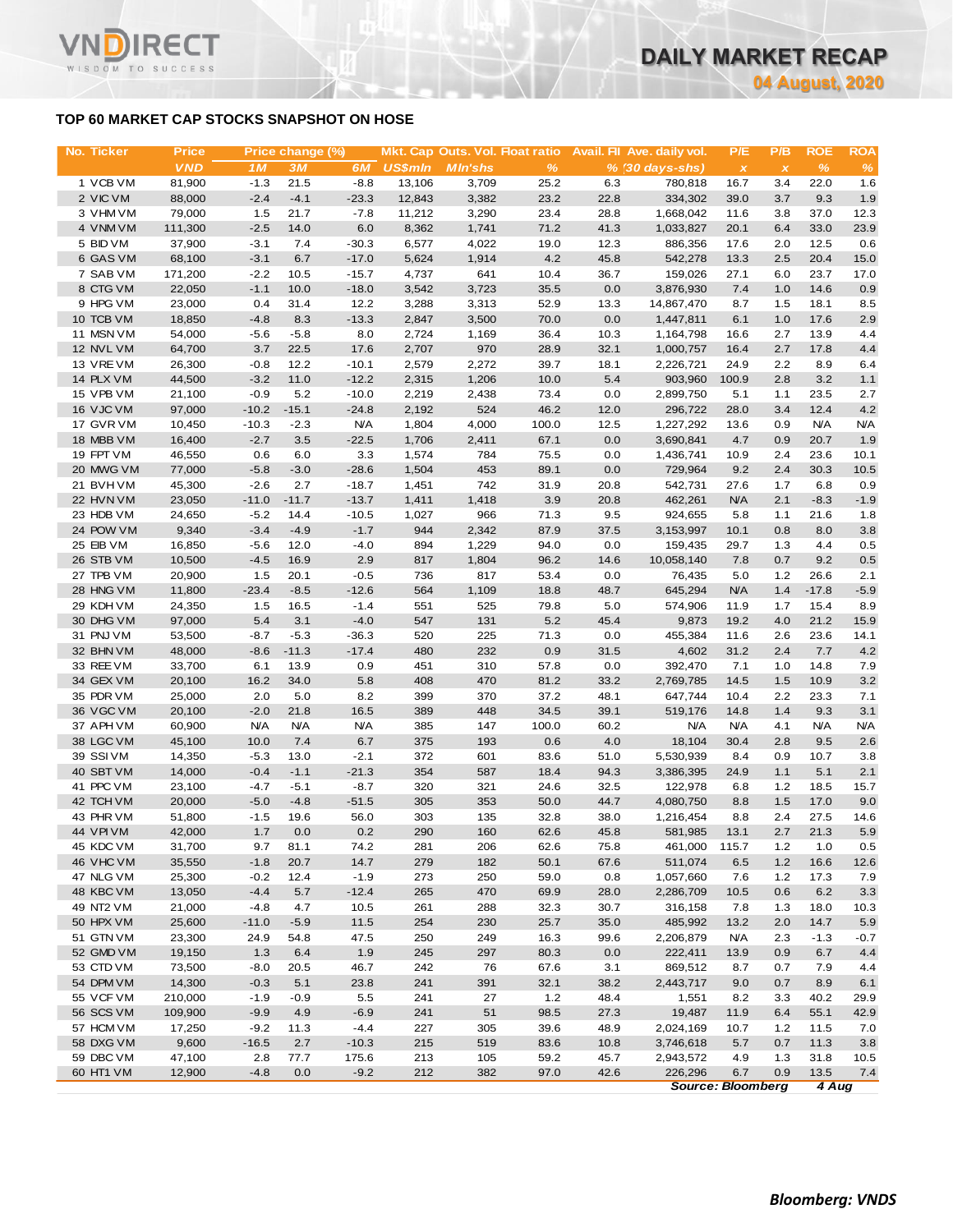## TOP 60 MARKET CAP STOCKS SNAPSHOT ON HOSE

| No. | Ticker | Price | Price change (%) | | | Mkt. Cap | Outs. Vol. | Float ratio | Avail. FII | Ave. daily vol. | P/E | P/B | ROE | ROA |
|---|---|---|---|---|---|---|---|---|---|---|---|---|---|---|
| | | VND | 1M | 3M | 6M | US$mln | Mln'shs | % | % | (30 days-shs) | x | x | % | % |
| 1 | VCB VM | 81,900 | -1.3 | 21.5 | -8.8 | 13,106 | 3,709 | 25.2 | 6.3 | 780,818 | 16.7 | 3.4 | 22.0 | 1.6 |
| 2 | VIC VM | 88,000 | -2.4 | -4.1 | -23.3 | 12,843 | 3,382 | 23.2 | 22.8 | 334,302 | 39.0 | 3.7 | 9.3 | 1.9 |
| 3 | VHM VM | 79,000 | 1.5 | 21.7 | -7.8 | 11,212 | 3,290 | 23.4 | 28.8 | 1,668,042 | 11.6 | 3.8 | 37.0 | 12.3 |
| 4 | VNM VM | 111,300 | -2.5 | 14.0 | 6.0 | 8,362 | 1,741 | 71.2 | 41.3 | 1,033,827 | 20.1 | 6.4 | 33.0 | 23.9 |
| 5 | BID VM | 37,900 | -3.1 | 7.4 | -30.3 | 6,577 | 4,022 | 19.0 | 12.3 | 886,356 | 17.6 | 2.0 | 12.5 | 0.6 |
| 6 | GAS VM | 68,100 | -3.1 | 6.7 | -17.0 | 5,624 | 1,914 | 4.2 | 45.8 | 542,278 | 13.3 | 2.5 | 20.4 | 15.0 |
| 7 | SAB VM | 171,200 | -2.2 | 10.5 | -15.7 | 4,737 | 641 | 10.4 | 36.7 | 159,026 | 27.1 | 6.0 | 23.7 | 17.0 |
| 8 | CTG VM | 22,050 | -1.1 | 10.0 | -18.0 | 3,542 | 3,723 | 35.5 | 0.0 | 3,876,930 | 7.4 | 1.0 | 14.6 | 0.9 |
| 9 | HPG VM | 23,000 | 0.4 | 31.4 | 12.2 | 3,288 | 3,313 | 52.9 | 13.3 | 14,867,470 | 8.7 | 1.5 | 18.1 | 8.5 |
| 10 | TCB VM | 18,850 | -4.8 | 8.3 | -13.3 | 2,847 | 3,500 | 70.0 | 0.0 | 1,447,811 | 6.1 | 1.0 | 17.6 | 2.9 |
| 11 | MSN VM | 54,000 | -5.6 | -5.8 | 8.0 | 2,724 | 1,169 | 36.4 | 10.3 | 1,164,798 | 16.6 | 2.7 | 13.9 | 4.4 |
| 12 | NVL VM | 64,700 | 3.7 | 22.5 | 17.6 | 2,707 | 970 | 28.9 | 32.1 | 1,000,757 | 16.4 | 2.7 | 17.8 | 4.4 |
| 13 | VRE VM | 26,300 | -0.8 | 12.2 | -10.1 | 2,579 | 2,272 | 39.7 | 18.1 | 2,226,721 | 24.9 | 2.2 | 8.9 | 6.4 |
| 14 | PLX VM | 44,500 | -3.2 | 11.0 | -12.2 | 2,315 | 1,206 | 10.0 | 5.4 | 903,960 | 100.9 | 2.8 | 3.2 | 1.1 |
| 15 | VPB VM | 21,100 | -0.9 | 5.2 | -10.0 | 2,219 | 2,438 | 73.4 | 0.0 | 2,899,750 | 5.1 | 1.1 | 23.5 | 2.7 |
| 16 | VJC VM | 97,000 | -10.2 | -15.1 | -24.8 | 2,192 | 524 | 46.2 | 12.0 | 296,722 | 28.0 | 3.4 | 12.4 | 4.2 |
| 17 | GVR VM | 10,450 | -10.3 | -2.3 | N/A | 1,804 | 4,000 | 100.0 | 12.5 | 1,227,292 | 13.6 | 0.9 | N/A | N/A |
| 18 | MBB VM | 16,400 | -2.7 | 3.5 | -22.5 | 1,706 | 2,411 | 67.1 | 0.0 | 3,690,841 | 4.7 | 0.9 | 20.7 | 1.9 |
| 19 | FPT VM | 46,550 | 0.6 | 6.0 | 3.3 | 1,574 | 784 | 75.5 | 0.0 | 1,436,741 | 10.9 | 2.4 | 23.6 | 10.1 |
| 20 | MWG VM | 77,000 | -5.8 | -3.0 | -28.6 | 1,504 | 453 | 89.1 | 0.0 | 729,964 | 9.2 | 2.4 | 30.3 | 10.5 |
| 21 | BVH VM | 45,300 | -2.6 | 2.7 | -18.7 | 1,451 | 742 | 31.9 | 20.8 | 542,731 | 27.6 | 1.7 | 6.8 | 0.9 |
| 22 | HVN VM | 23,050 | -11.0 | -11.7 | -13.7 | 1,411 | 1,418 | 3.9 | 20.8 | 462,261 | N/A | 2.1 | -8.3 | -1.9 |
| 23 | HDB VM | 24,650 | -5.2 | 14.4 | -10.5 | 1,027 | 966 | 71.3 | 9.5 | 924,655 | 5.8 | 1.1 | 21.6 | 1.8 |
| 24 | POW VM | 9,340 | -3.4 | -4.9 | -1.7 | 944 | 2,342 | 87.9 | 37.5 | 3,153,997 | 10.1 | 0.8 | 8.0 | 3.8 |
| 25 | EIB VM | 16,850 | -5.6 | 12.0 | -4.0 | 894 | 1,229 | 94.0 | 0.0 | 159,435 | 29.7 | 1.3 | 4.4 | 0.5 |
| 26 | STB VM | 10,500 | -4.5 | 16.9 | 2.9 | 817 | 1,804 | 96.2 | 14.6 | 10,058,140 | 7.8 | 0.7 | 9.2 | 0.5 |
| 27 | TPB VM | 20,900 | 1.5 | 20.1 | -0.5 | 736 | 817 | 53.4 | 0.0 | 76,435 | 5.0 | 1.2 | 26.6 | 2.1 |
| 28 | HNG VM | 11,800 | -23.4 | -8.5 | -12.6 | 564 | 1,109 | 18.8 | 48.7 | 645,294 | N/A | 1.4 | -17.8 | -5.9 |
| 29 | KDH VM | 24,350 | 1.5 | 16.5 | -1.4 | 551 | 525 | 79.8 | 5.0 | 574,906 | 11.9 | 1.7 | 15.4 | 8.9 |
| 30 | DHG VM | 97,000 | 5.4 | 3.1 | -4.0 | 547 | 131 | 5.2 | 45.4 | 9,873 | 19.2 | 4.0 | 21.2 | 15.9 |
| 31 | PNJ VM | 53,500 | -8.7 | -5.3 | -36.3 | 520 | 225 | 71.3 | 0.0 | 455,384 | 11.6 | 2.6 | 23.6 | 14.1 |
| 32 | BHN VM | 48,000 | -8.6 | -11.3 | -17.4 | 480 | 232 | 0.9 | 31.5 | 4,602 | 31.2 | 2.4 | 7.7 | 4.2 |
| 33 | REE VM | 33,700 | 6.1 | 13.9 | 0.9 | 451 | 310 | 57.8 | 0.0 | 392,470 | 7.1 | 1.0 | 14.8 | 7.9 |
| 34 | GEX VM | 20,100 | 16.2 | 34.0 | 5.8 | 408 | 470 | 81.2 | 33.2 | 2,769,785 | 14.5 | 1.5 | 10.9 | 3.2 |
| 35 | PDR VM | 25,000 | 2.0 | 5.0 | 8.2 | 399 | 370 | 37.2 | 48.1 | 647,744 | 10.4 | 2.2 | 23.3 | 7.1 |
| 36 | VGC VM | 20,100 | -2.0 | 21.8 | 16.5 | 389 | 448 | 34.5 | 39.1 | 519,176 | 14.8 | 1.4 | 9.3 | 3.1 |
| 37 | APH VM | 60,900 | N/A | N/A | N/A | 385 | 147 | 100.0 | 60.2 | N/A | N/A | 4.1 | N/A | N/A |
| 38 | LGC VM | 45,100 | 10.0 | 7.4 | 6.7 | 375 | 193 | 0.6 | 4.0 | 18,104 | 30.4 | 2.8 | 9.5 | 2.6 |
| 39 | SSI VM | 14,350 | -5.3 | 13.0 | -2.1 | 372 | 601 | 83.6 | 51.0 | 5,530,939 | 8.4 | 0.9 | 10.7 | 3.8 |
| 40 | SBT VM | 14,000 | -0.4 | -1.1 | -21.3 | 354 | 587 | 18.4 | 94.3 | 3,386,395 | 24.9 | 1.1 | 5.1 | 2.1 |
| 41 | PPC VM | 23,100 | -4.7 | -5.1 | -8.7 | 320 | 321 | 24.6 | 32.5 | 122,978 | 6.8 | 1.2 | 18.5 | 15.7 |
| 42 | TCH VM | 20,000 | -5.0 | -4.8 | -51.5 | 305 | 353 | 50.0 | 44.7 | 4,080,750 | 8.8 | 1.5 | 17.0 | 9.0 |
| 43 | PHR VM | 51,800 | -1.5 | 19.6 | 56.0 | 303 | 135 | 32.8 | 38.0 | 1,216,454 | 8.8 | 2.4 | 27.5 | 14.6 |
| 44 | VPI VM | 42,000 | 1.7 | 0.0 | 0.2 | 290 | 160 | 62.6 | 45.8 | 581,985 | 13.1 | 2.7 | 21.3 | 5.9 |
| 45 | KDC VM | 31,700 | 9.7 | 81.1 | 74.2 | 281 | 206 | 62.6 | 75.8 | 461,000 | 115.7 | 1.2 | 1.0 | 0.5 |
| 46 | VHC VM | 35,550 | -1.8 | 20.7 | 14.7 | 279 | 182 | 50.1 | 67.6 | 511,074 | 6.5 | 1.2 | 16.6 | 12.6 |
| 47 | NLG VM | 25,300 | -0.2 | 12.4 | -1.9 | 273 | 250 | 59.0 | 0.8 | 1,057,660 | 7.6 | 1.2 | 17.3 | 7.9 |
| 48 | KBC VM | 13,050 | -4.4 | 5.7 | -12.4 | 265 | 470 | 69.9 | 28.0 | 2,286,709 | 10.5 | 0.6 | 6.2 | 3.3 |
| 49 | NT2 VM | 21,000 | -4.8 | 4.7 | 10.5 | 261 | 288 | 32.3 | 30.7 | 316,158 | 7.8 | 1.3 | 18.0 | 10.3 |
| 50 | HPX VM | 25,600 | -11.0 | -5.9 | 11.5 | 254 | 230 | 25.7 | 35.0 | 485,992 | 13.2 | 2.0 | 14.7 | 5.9 |
| 51 | GTN VM | 23,300 | 24.9 | 54.8 | 47.5 | 250 | 249 | 16.3 | 99.6 | 2,206,879 | N/A | 2.3 | -1.3 | -0.7 |
| 52 | GMD VM | 19,150 | 1.3 | 6.4 | 1.9 | 245 | 297 | 80.3 | 0.0 | 222,411 | 13.9 | 0.9 | 6.7 | 4.4 |
| 53 | CTD VM | 73,500 | -8.0 | 20.5 | 46.7 | 242 | 76 | 67.6 | 3.1 | 869,512 | 8.7 | 0.7 | 7.9 | 4.4 |
| 54 | DPM VM | 14,300 | -0.3 | 5.1 | 23.8 | 241 | 391 | 32.1 | 38.2 | 2,443,717 | 9.0 | 0.7 | 8.9 | 6.1 |
| 55 | VCF VM | 210,000 | -1.9 | -0.9 | 5.5 | 241 | 27 | 1.2 | 48.4 | 1,551 | 8.2 | 3.3 | 40.2 | 29.9 |
| 56 | SCS VM | 109,900 | -9.9 | 4.9 | -6.9 | 241 | 51 | 98.5 | 27.3 | 19,487 | 11.9 | 6.4 | 55.1 | 42.9 |
| 57 | HCM VM | 17,250 | -9.2 | 11.3 | -4.4 | 227 | 305 | 39.6 | 48.9 | 2,024,169 | 10.7 | 1.2 | 11.5 | 7.0 |
| 58 | DXG VM | 9,600 | -16.5 | 2.7 | -10.3 | 215 | 519 | 83.6 | 10.8 | 3,746,618 | 5.7 | 0.7 | 11.3 | 3.8 |
| 59 | DBC VM | 47,100 | 2.8 | 77.7 | 175.6 | 213 | 105 | 59.2 | 45.7 | 2,943,572 | 4.9 | 1.3 | 31.8 | 10.5 |
| 60 | HT1 VM | 12,900 | -4.8 | 0.0 | -9.2 | 212 | 382 | 97.0 | 42.6 | 226,296 | 6.7 | 0.9 | 13.5 | 7.4 |

*Source: Bloomberg* 4 Aug

**Bloomberg: VNDS**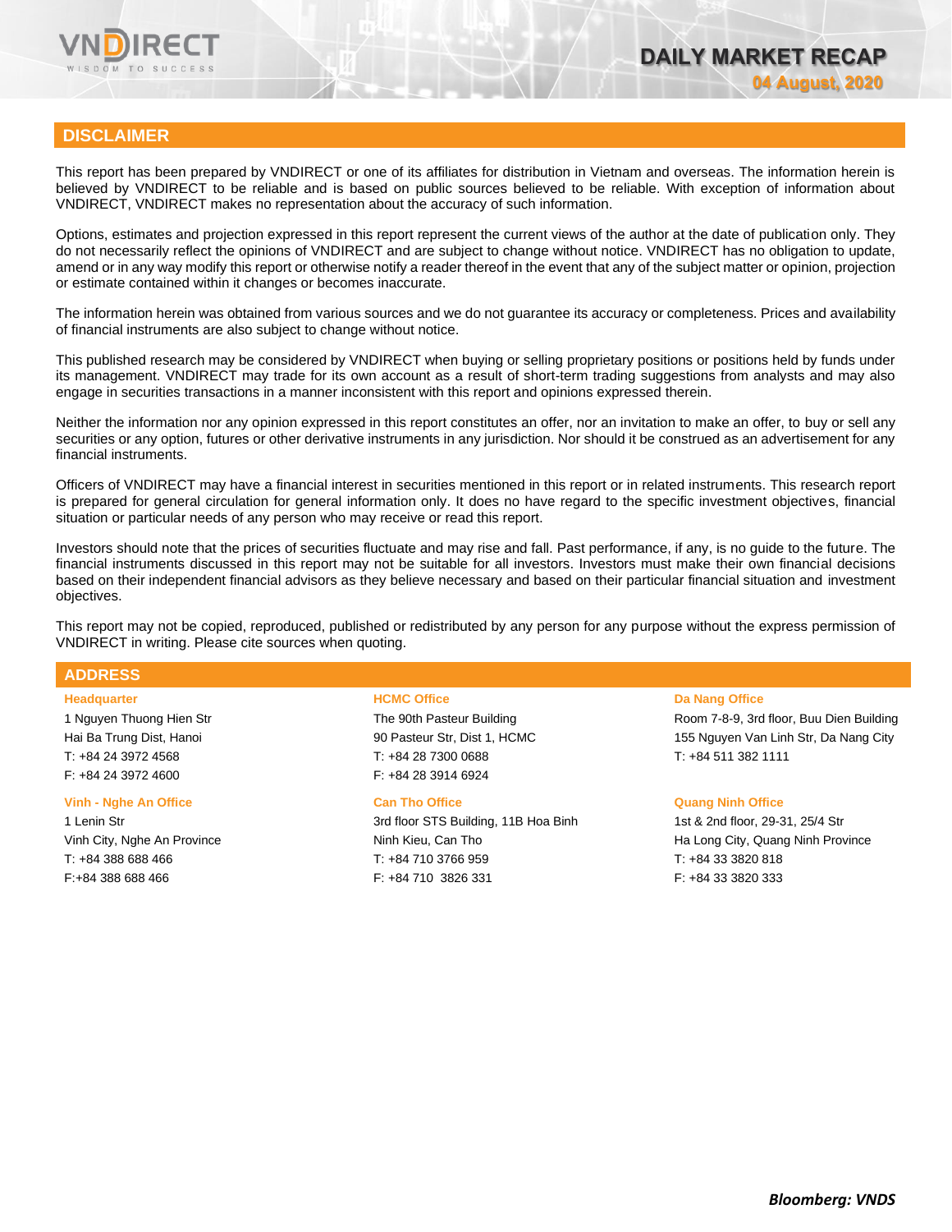## DISCLAIMER

This report has been prepared by VNDIRECT or one of its affiliates for distribution in Vietnam and overseas. The information herein is believed by VNDIRECT to be reliable and is based on public sources believed to be reliable. With exception of information about VNDIRECT, VNDIRECT makes no representation about the accuracy of such information.

Options, estimates and projection expressed in this report represent the current views of the author at the date of publication only. They do not necessarily reflect the opinions of VNDIRECT and are subject to change without notice. VNDIRECT has no obligation to update, amend or in any way modify this report or otherwise notify a reader thereof in the event that any of the subject matter or opinion, projection or estimate contained within it changes or becomes inaccurate.

The information herein was obtained from various sources and we do not guarantee its accuracy or completeness. Prices and availability of financial instruments are also subject to change without notice.

This published research may be considered by VNDIRECT when buying or selling proprietary positions or positions held by funds under its management. VNDIRECT may trade for its own account as a result of short-term trading suggestions from analysts and may also engage in securities transactions in a manner inconsistent with this report and opinions expressed therein.

Neither the information nor any opinion expressed in this report constitutes an offer, nor an invitation to make an offer, to buy or sell any securities or any option, futures or other derivative instruments in any jurisdiction. Nor should it be construed as an advertisement for any financial instruments.

Officers of VNDIRECT may have a financial interest in securities mentioned in this report or in related instruments. This research report is prepared for general circulation for general information only. It does no have regard to the specific investment objectives, financial situation or particular needs of any person who may receive or read this report.

Investors should note that the prices of securities fluctuate and may rise and fall. Past performance, if any, is no guide to the future. The financial instruments discussed in this report may not be suitable for all investors. Investors must make their own financial decisions based on their independent financial advisors as they believe necessary and based on their particular financial situation and investment objectives.

This report may not be copied, reproduced, published or redistributed by any person for any purpose without the express permission of VNDIRECT in writing. Please cite sources when quoting.

## ADDRESS

**Headquarter**
1 Nguyen Thuong Hien Str
Hai Ba Trung Dist, Hanoi
T: +84 24 3972 4568
F: +84 24 3972 4600

**HCMC Office**
The 90th Pasteur Building
90 Pasteur Str, Dist 1, HCMC
T: +84 28 7300 0688
F: +84 28 3914 6924

**Da Nang Office**
Room 7-8-9, 3rd floor, Buu Dien Building
155 Nguyen Van Linh Str, Da Nang City
T: +84 511 382 1111

**Vinh - Nghe An Office**
1 Lenin Str
Vinh City, Nghe An Province
T: +84 388 688 466
F:+84 388 688 466

**Can Tho Office**
3rd floor STS Building, 11B Hoa Binh
Ninh Kieu, Can Tho
T: +84 710 3766 959
F: +84 710 3826 331

**Quang Ninh Office**
1st & 2nd floor, 29-31, 25/4 Str
Ha Long City, Quang Ninh Province
T: +84 33 3820 818
F: +84 33 3820 333